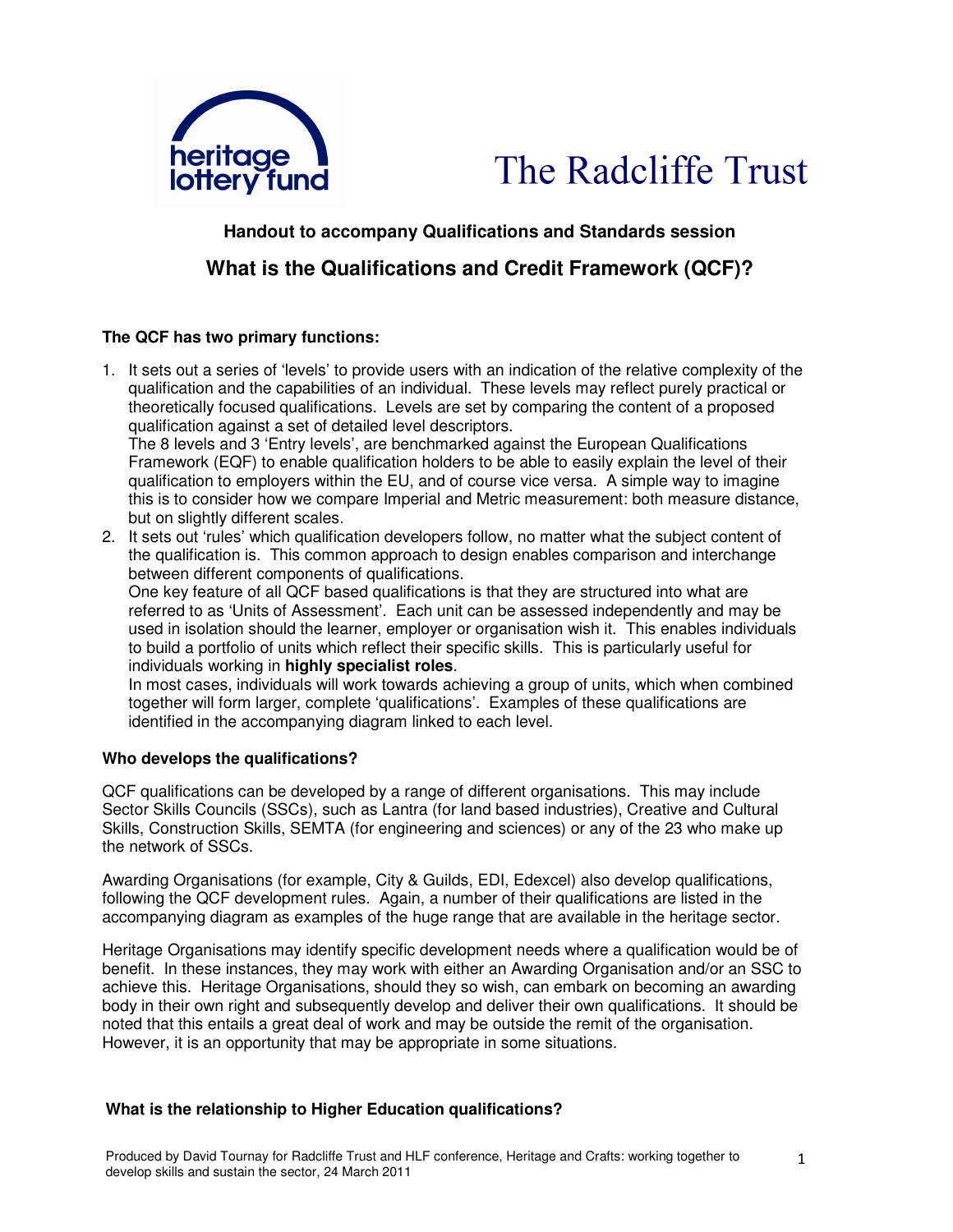heritage lottery fund

The Radcliffe Trust

**Handout to accompany Qualifications and Standards session**

## What is the Qualifications and Credit Framework (QCF)?

**The QCF has two primary functions:**

1. It sets out a series of 'levels' to provide users with an indication of the relative complexity of the qualification and the capabilities of an individual. These levels may reflect purely practical or theoretically focused qualifications. Levels are set by comparing the content of a proposed qualification against a set of detailed level descriptors.
   The 8 levels and 3 'Entry levels', are benchmarked against the European Qualifications Framework (EQF) to enable qualification holders to be able to easily explain the level of their qualification to employers within the EU, and of course vice versa. A simple way to imagine this is to consider how we compare Imperial and Metric measurement: both measure distance, but on slightly different scales.
2. It sets out 'rules' which qualification developers follow, no matter what the subject content of the qualification is. This common approach to design enables comparison and interchange between different components of qualifications.
   One key feature of all QCF based qualifications is that they are structured into what are referred to as 'Units of Assessment'. Each unit can be assessed independently and may be used in isolation should the learner, employer or organisation wish it. This enables individuals to build a portfolio of units which reflect their specific skills. This is particularly useful for individuals working in **highly specialist roles**.
   In most cases, individuals will work towards achieving a group of units, which when combined together will form larger, complete 'qualifications'. Examples of these qualifications are identified in the accompanying diagram linked to each level.

**Who develops the qualifications?**

QCF qualifications can be developed by a range of different organisations. This may include Sector Skills Councils (SSCs), such as Lantra (for land based industries), Creative and Cultural Skills, Construction Skills, SEMTA (for engineering and sciences) or any of the 23 who make up the network of SSCs.

Awarding Organisations (for example, City & Guilds, EDI, Edexcel) also develop qualifications, following the QCF development rules. Again, a number of their qualifications are listed in the accompanying diagram as examples of the huge range that are available in the heritage sector.

Heritage Organisations may identify specific development needs where a qualification would be of benefit. In these instances, they may work with either an Awarding Organisation and/or an SSC to achieve this. Heritage Organisations, should they so wish, can embark on becoming an awarding body in their own right and subsequently develop and deliver their own qualifications. It should be noted that this entails a great deal of work and may be outside the remit of the organisation. However, it is an opportunity that may be appropriate in some situations.

**What is the relationship to Higher Education qualifications?**

Produced by David Tournay for Radcliffe Trust and HLF conference, Heritage and Crafts: working together to develop skills and sustain the sector, 24 March 2011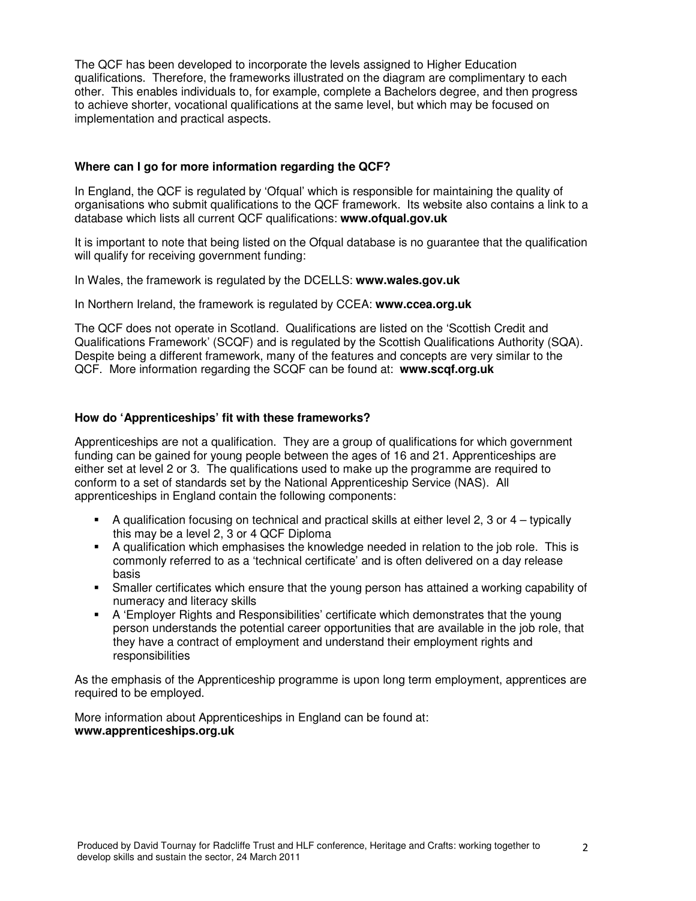The QCF has been developed to incorporate the levels assigned to Higher Education qualifications. Therefore, the frameworks illustrated on the diagram are complimentary to each other. This enables individuals to, for example, complete a Bachelors degree, and then progress to achieve shorter, vocational qualifications at the same level, but which may be focused on implementation and practical aspects.

**Where can I go for more information regarding the QCF?**

In England, the QCF is regulated by 'Ofqual' which is responsible for maintaining the quality of organisations who submit qualifications to the QCF framework. Its website also contains a link to a database which lists all current QCF qualifications: **www.ofqual.gov.uk**

It is important to note that being listed on the Ofqual database is no guarantee that the qualification will qualify for receiving government funding:

In Wales, the framework is regulated by the DCELLS: **www.wales.gov.uk**

In Northern Ireland, the framework is regulated by CCEA: **www.ccea.org.uk**

The QCF does not operate in Scotland. Qualifications are listed on the 'Scottish Credit and Qualifications Framework' (SCQF) and is regulated by the Scottish Qualifications Authority (SQA). Despite being a different framework, many of the features and concepts are very similar to the QCF. More information regarding the SCQF can be found at: **www.scqf.org.uk**

**How do 'Apprenticeships' fit with these frameworks?**

Apprenticeships are not a qualification. They are a group of qualifications for which government funding can be gained for young people between the ages of 16 and 21. Apprenticeships are either set at level 2 or 3. The qualifications used to make up the programme are required to conform to a set of standards set by the National Apprenticeship Service (NAS). All apprenticeships in England contain the following components:

- A qualification focusing on technical and practical skills at either level 2, 3 or 4 – typically this may be a level 2, 3 or 4 QCF Diploma
- A qualification which emphasises the knowledge needed in relation to the job role. This is commonly referred to as a 'technical certificate' and is often delivered on a day release basis
- Smaller certificates which ensure that the young person has attained a working capability of numeracy and literacy skills
- A 'Employer Rights and Responsibilities' certificate which demonstrates that the young person understands the potential career opportunities that are available in the job role, that they have a contract of employment and understand their employment rights and responsibilities

As the emphasis of the Apprenticeship programme is upon long term employment, apprentices are required to be employed.

More information about Apprenticeships in England can be found at:
**www.apprenticeships.org.uk**

Produced by David Tournay for Radcliffe Trust and HLF conference, Heritage and Crafts: working together to develop skills and sustain the sector, 24 March 2011